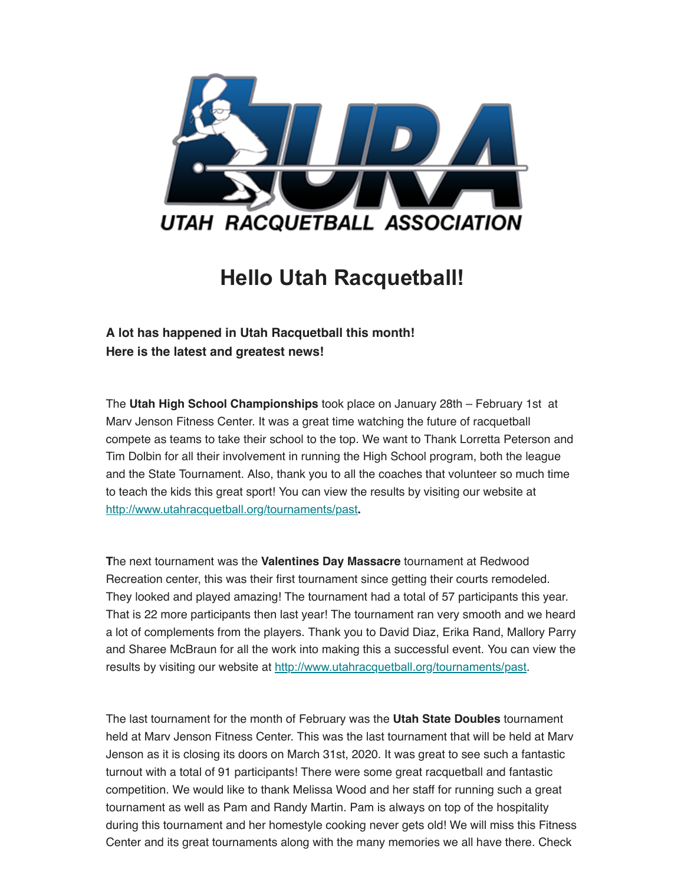UTAH RACQUETBALL ASSOCIATION

# Hello Utah Racquetball!

**A lot has happened in Utah Racquetball this month!**
**Here is the latest and greatest news!**

The **Utah High School Championships** took place on January 28th – February 1st at Marv Jenson Fitness Center. It was a great time watching the future of racquetball compete as teams to take their school to the top. We want to Thank Lorretta Peterson and Tim Dolbin for all their involvement in running the High School program, both the league and the State Tournament. Also, thank you to all the coaches that volunteer so much time to teach the kids this great sport! You can view the results by visiting our website at http://www.utahracquetball.org/tournaments/past**.**

**T**he next tournament was the **Valentines Day Massacre** tournament at Redwood Recreation center, this was their first tournament since getting their courts remodeled. They looked and played amazing! The tournament had a total of 57 participants this year. That is 22 more participants then last year! The tournament ran very smooth and we heard a lot of complements from the players. Thank you to David Diaz, Erika Rand, Mallory Parry and Sharee McBraun for all the work into making this a successful event. You can view the results by visiting our website at http://www.utahracquetball.org/tournaments/past.

The last tournament for the month of February was the **Utah State Doubles** tournament held at Marv Jenson Fitness Center. This was the last tournament that will be held at Marv Jenson as it is closing its doors on March 31st, 2020. It was great to see such a fantastic turnout with a total of 91 participants! There were some great racquetball and fantastic competition. We would like to thank Melissa Wood and her staff for running such a great tournament as well as Pam and Randy Martin. Pam is always on top of the hospitality during this tournament and her homestyle cooking never gets old! We will miss this Fitness Center and its great tournaments along with the many memories we all have there. Check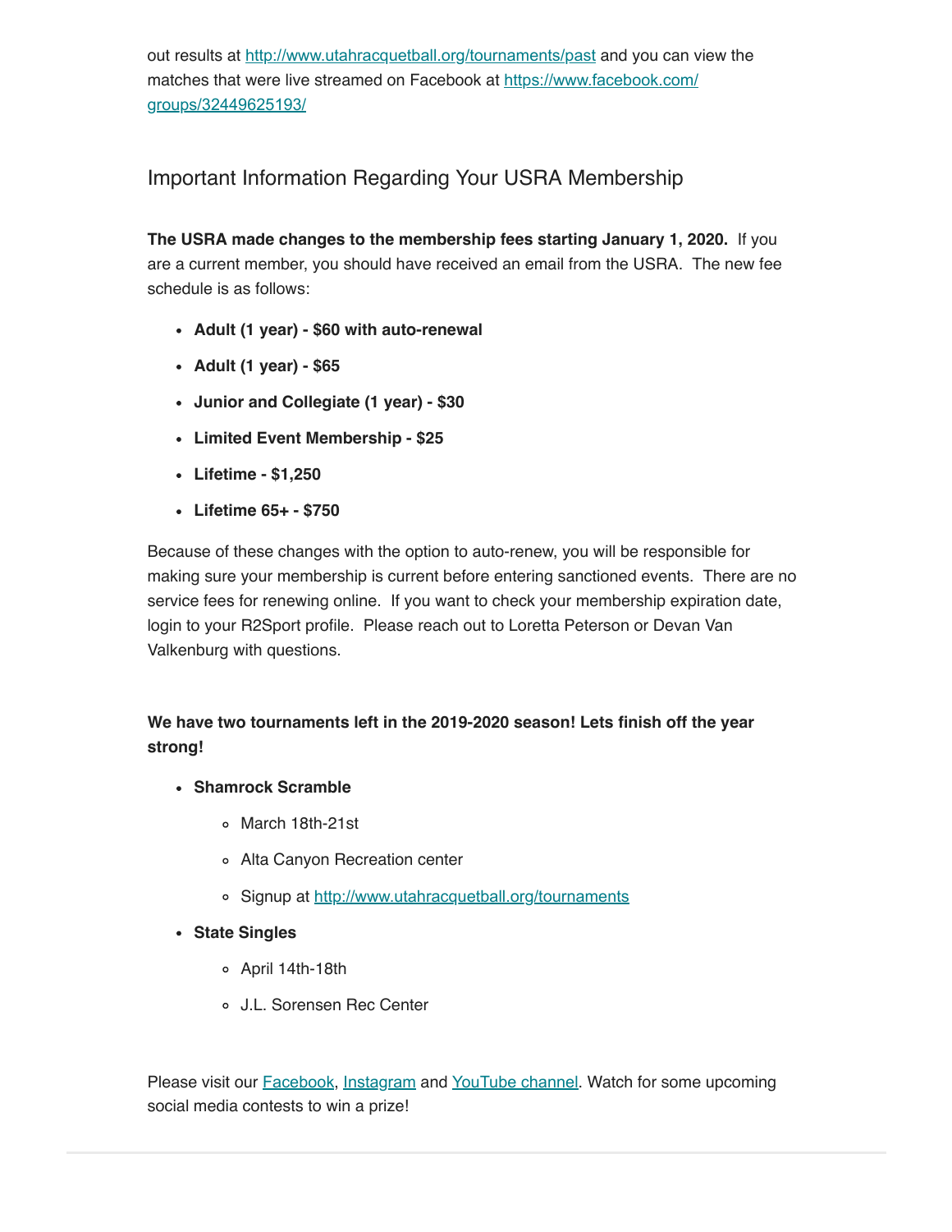out results at [http://www.utahracquetball.org/tournaments/past](http://www.utahracquetball.org/tournaments/past) and you can view the matches that were live streamed on Facebook at [https://www.facebook.com/groups/32449625193/](https://www.facebook.com/groups/32449625193/)

## Important Information Regarding Your USRA Membership

**The USRA made changes to the membership fees starting January 1, 2020.** If you are a current member, you should have received an email from the USRA. The new fee schedule is as follows:

- **Adult (1 year) - $60 with auto-renewal**
- **Adult (1 year) - $65**
- **Junior and Collegiate (1 year) - $30**
- **Limited Event Membership - $25**
- **Lifetime - $1,250**
- **Lifetime 65+ - $750**

Because of these changes with the option to auto-renew, you will be responsible for making sure your membership is current before entering sanctioned events. There are no service fees for renewing online. If you want to check your membership expiration date, login to your R2Sport profile. Please reach out to Loretta Peterson or Devan Van Valkenburg with questions.

**We have two tournaments left in the 2019-2020 season! Lets finish off the year strong!**

- **Shamrock Scramble**
  - March 18th-21st
  - Alta Canyon Recreation center
  - Signup at [http://www.utahracquetball.org/tournaments](http://www.utahracquetball.org/tournaments)
- **State Singles**
  - April 14th-18th
  - J.L. Sorensen Rec Center

Please visit our Facebook, Instagram and YouTube channel. Watch for some upcoming social media contests to win a prize!